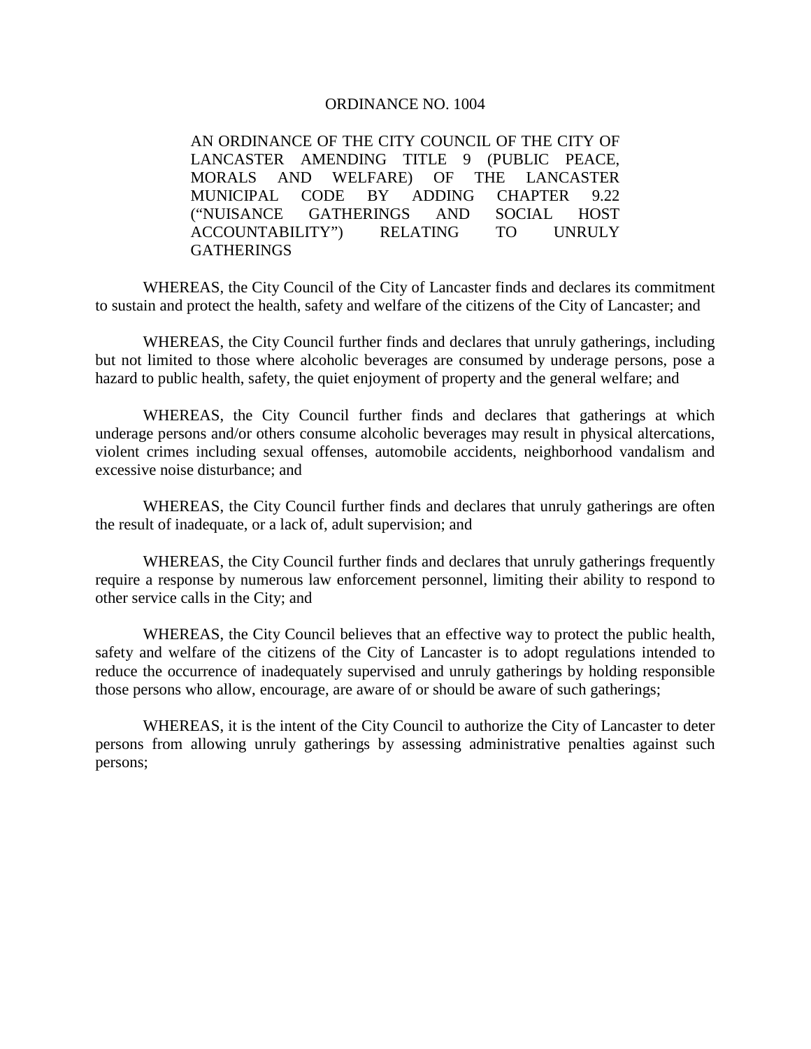# ORDINANCE NO. 1004

AN ORDINANCE OF THE CITY COUNCIL OF THE CITY OF LANCASTER AMENDING TITLE 9 (PUBLIC PEACE, MORALS AND WELFARE) OF THE LANCASTER MUNICIPAL CODE BY ADDING CHAPTER 9.22 ("NUISANCE GATHERINGS AND SOCIAL HOST ACCOUNTABILITY") RELATING TO UNRULY GATHERINGS

WHEREAS, the City Council of the City of Lancaster finds and declares its commitment to sustain and protect the health, safety and welfare of the citizens of the City of Lancaster; and

WHEREAS, the City Council further finds and declares that unruly gatherings, including but not limited to those where alcoholic beverages are consumed by underage persons, pose a hazard to public health, safety, the quiet enjoyment of property and the general welfare; and

WHEREAS, the City Council further finds and declares that gatherings at which underage persons and/or others consume alcoholic beverages may result in physical altercations, violent crimes including sexual offenses, automobile accidents, neighborhood vandalism and excessive noise disturbance; and

WHEREAS, the City Council further finds and declares that unruly gatherings are often the result of inadequate, or a lack of, adult supervision; and

WHEREAS, the City Council further finds and declares that unruly gatherings frequently require a response by numerous law enforcement personnel, limiting their ability to respond to other service calls in the City; and

WHEREAS, the City Council believes that an effective way to protect the public health, safety and welfare of the citizens of the City of Lancaster is to adopt regulations intended to reduce the occurrence of inadequately supervised and unruly gatherings by holding responsible those persons who allow, encourage, are aware of or should be aware of such gatherings;

WHEREAS, it is the intent of the City Council to authorize the City of Lancaster to deter persons from allowing unruly gatherings by assessing administrative penalties against such persons;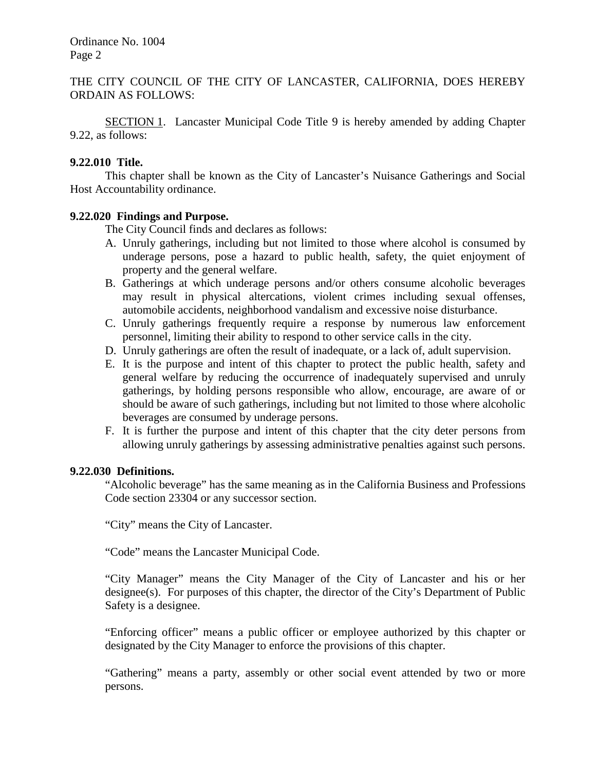THE CITY COUNCIL OF THE CITY OF LANCASTER, CALIFORNIA, DOES HEREBY ORDAIN AS FOLLOWS:

SECTION 1. Lancaster Municipal Code Title 9 is hereby amended by adding Chapter 9.22, as follows:

**9.22.010 Title.**

This chapter shall be known as the City of Lancaster's Nuisance Gatherings and Social Host Accountability ordinance.

**9.22.020 Findings and Purpose.**

The City Council finds and declares as follows:

A. Unruly gatherings, including but not limited to those where alcohol is consumed by underage persons, pose a hazard to public health, safety, the quiet enjoyment of property and the general welfare.
B. Gatherings at which underage persons and/or others consume alcoholic beverages may result in physical altercations, violent crimes including sexual offenses, automobile accidents, neighborhood vandalism and excessive noise disturbance.
C. Unruly gatherings frequently require a response by numerous law enforcement personnel, limiting their ability to respond to other service calls in the city.
D. Unruly gatherings are often the result of inadequate, or a lack of, adult supervision.
E. It is the purpose and intent of this chapter to protect the public health, safety and general welfare by reducing the occurrence of inadequately supervised and unruly gatherings, by holding persons responsible who allow, encourage, are aware of or should be aware of such gatherings, including but not limited to those where alcoholic beverages are consumed by underage persons.
F. It is further the purpose and intent of this chapter that the city deter persons from allowing unruly gatherings by assessing administrative penalties against such persons.

**9.22.030 Definitions.**

"Alcoholic beverage" has the same meaning as in the California Business and Professions Code section 23304 or any successor section.

"City" means the City of Lancaster.

"Code" means the Lancaster Municipal Code.

"City Manager" means the City Manager of the City of Lancaster and his or her designee(s). For purposes of this chapter, the director of the City's Department of Public Safety is a designee.

"Enforcing officer" means a public officer or employee authorized by this chapter or designated by the City Manager to enforce the provisions of this chapter.

"Gathering" means a party, assembly or other social event attended by two or more persons.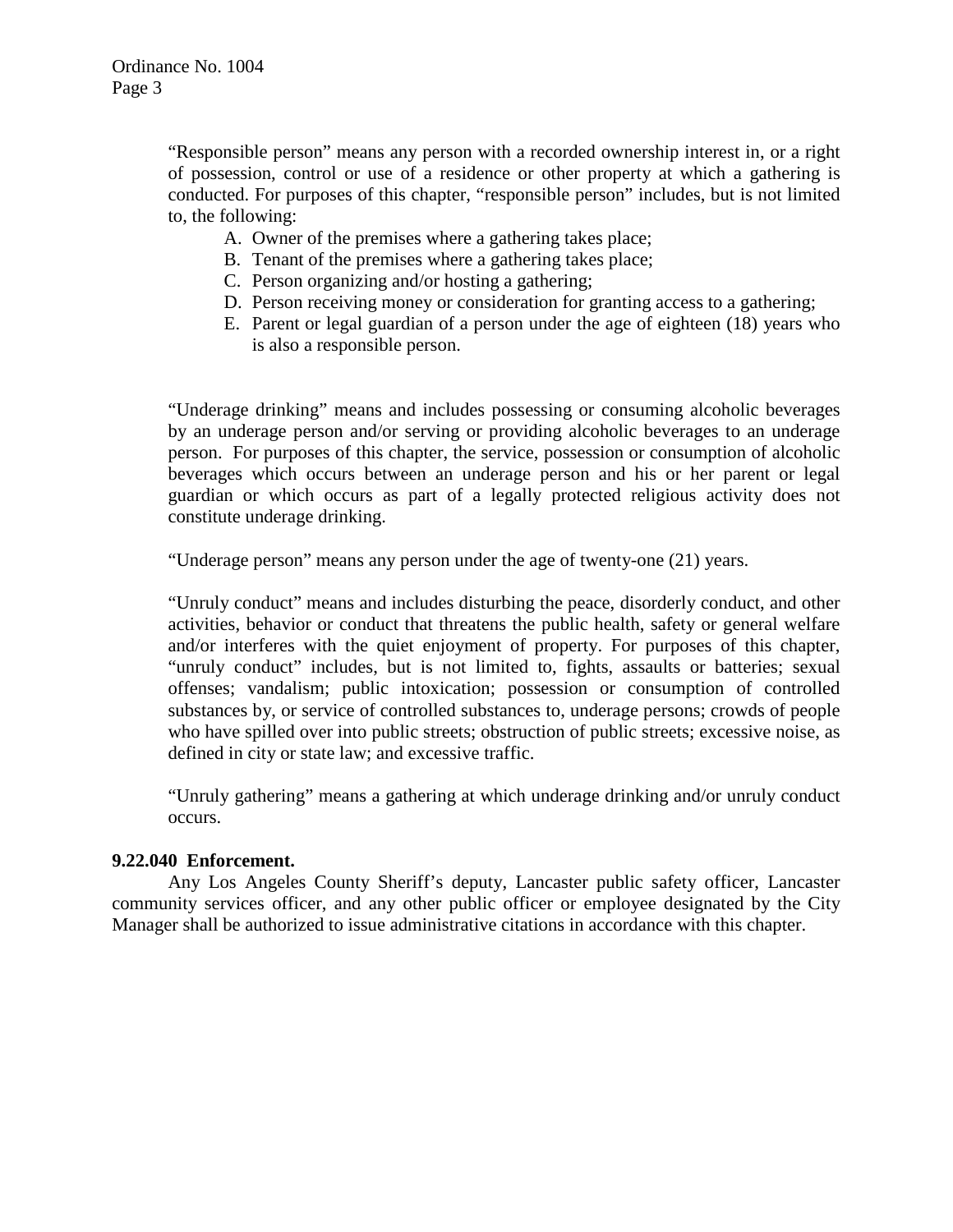"Responsible person" means any person with a recorded ownership interest in, or a right of possession, control or use of a residence or other property at which a gathering is conducted. For purposes of this chapter, "responsible person" includes, but is not limited to, the following:

A. Owner of the premises where a gathering takes place;
B. Tenant of the premises where a gathering takes place;
C. Person organizing and/or hosting a gathering;
D. Person receiving money or consideration for granting access to a gathering;
E. Parent or legal guardian of a person under the age of eighteen (18) years who is also a responsible person.

"Underage drinking" means and includes possessing or consuming alcoholic beverages by an underage person and/or serving or providing alcoholic beverages to an underage person. For purposes of this chapter, the service, possession or consumption of alcoholic beverages which occurs between an underage person and his or her parent or legal guardian or which occurs as part of a legally protected religious activity does not constitute underage drinking.

"Underage person" means any person under the age of twenty-one (21) years.

"Unruly conduct" means and includes disturbing the peace, disorderly conduct, and other activities, behavior or conduct that threatens the public health, safety or general welfare and/or interferes with the quiet enjoyment of property. For purposes of this chapter, "unruly conduct" includes, but is not limited to, fights, assaults or batteries; sexual offenses; vandalism; public intoxication; possession or consumption of controlled substances by, or service of controlled substances to, underage persons; crowds of people who have spilled over into public streets; obstruction of public streets; excessive noise, as defined in city or state law; and excessive traffic.

"Unruly gathering" means a gathering at which underage drinking and/or unruly conduct occurs.

**9.22.040 Enforcement.**

Any Los Angeles County Sheriff's deputy, Lancaster public safety officer, Lancaster community services officer, and any other public officer or employee designated by the City Manager shall be authorized to issue administrative citations in accordance with this chapter.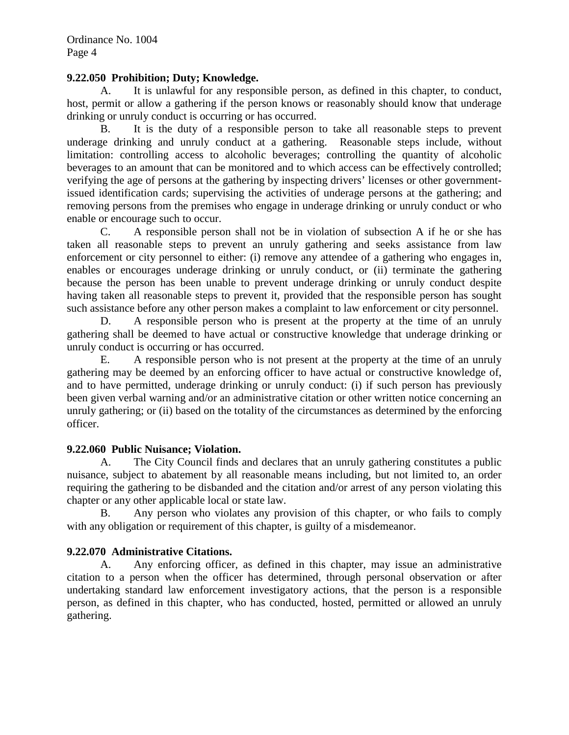**9.22.050 Prohibition; Duty; Knowledge.**

A. It is unlawful for any responsible person, as defined in this chapter, to conduct, host, permit or allow a gathering if the person knows or reasonably should know that underage drinking or unruly conduct is occurring or has occurred.

B. It is the duty of a responsible person to take all reasonable steps to prevent underage drinking and unruly conduct at a gathering. Reasonable steps include, without limitation: controlling access to alcoholic beverages; controlling the quantity of alcoholic beverages to an amount that can be monitored and to which access can be effectively controlled; verifying the age of persons at the gathering by inspecting drivers' licenses or other government-issued identification cards; supervising the activities of underage persons at the gathering; and removing persons from the premises who engage in underage drinking or unruly conduct or who enable or encourage such to occur.

C. A responsible person shall not be in violation of subsection A if he or she has taken all reasonable steps to prevent an unruly gathering and seeks assistance from law enforcement or city personnel to either: (i) remove any attendee of a gathering who engages in, enables or encourages underage drinking or unruly conduct, or (ii) terminate the gathering because the person has been unable to prevent underage drinking or unruly conduct despite having taken all reasonable steps to prevent it, provided that the responsible person has sought such assistance before any other person makes a complaint to law enforcement or city personnel.

D. A responsible person who is present at the property at the time of an unruly gathering shall be deemed to have actual or constructive knowledge that underage drinking or unruly conduct is occurring or has occurred.

E. A responsible person who is not present at the property at the time of an unruly gathering may be deemed by an enforcing officer to have actual or constructive knowledge of, and to have permitted, underage drinking or unruly conduct: (i) if such person has previously been given verbal warning and/or an administrative citation or other written notice concerning an unruly gathering; or (ii) based on the totality of the circumstances as determined by the enforcing officer.

**9.22.060 Public Nuisance; Violation.**

A. The City Council finds and declares that an unruly gathering constitutes a public nuisance, subject to abatement by all reasonable means including, but not limited to, an order requiring the gathering to be disbanded and the citation and/or arrest of any person violating this chapter or any other applicable local or state law.

B. Any person who violates any provision of this chapter, or who fails to comply with any obligation or requirement of this chapter, is guilty of a misdemeanor.

**9.22.070 Administrative Citations.**

A. Any enforcing officer, as defined in this chapter, may issue an administrative citation to a person when the officer has determined, through personal observation or after undertaking standard law enforcement investigatory actions, that the person is a responsible person, as defined in this chapter, who has conducted, hosted, permitted or allowed an unruly gathering.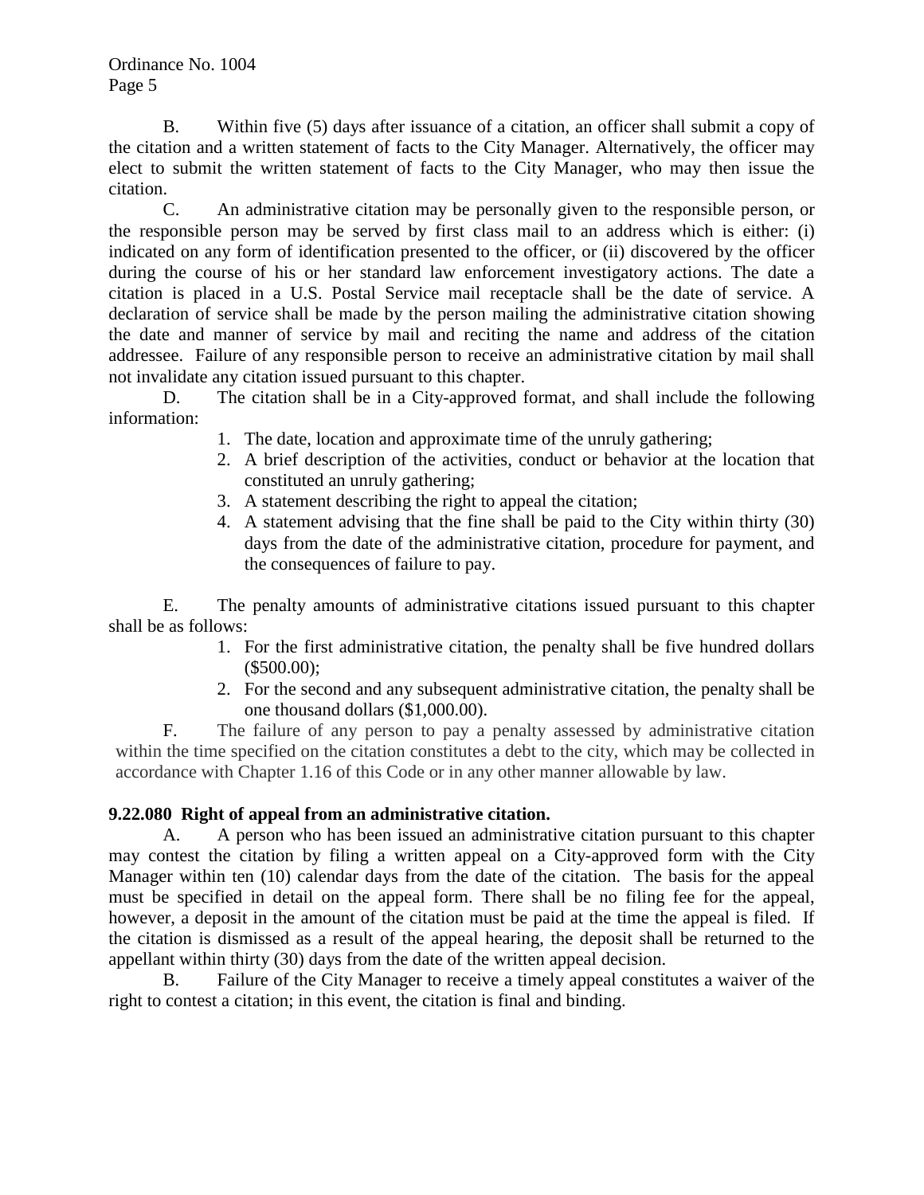B. Within five (5) days after issuance of a citation, an officer shall submit a copy of the citation and a written statement of facts to the City Manager. Alternatively, the officer may elect to submit the written statement of facts to the City Manager, who may then issue the citation.

C. An administrative citation may be personally given to the responsible person, or the responsible person may be served by first class mail to an address which is either: (i) indicated on any form of identification presented to the officer, or (ii) discovered by the officer during the course of his or her standard law enforcement investigatory actions. The date a citation is placed in a U.S. Postal Service mail receptacle shall be the date of service. A declaration of service shall be made by the person mailing the administrative citation showing the date and manner of service by mail and reciting the name and address of the citation addressee. Failure of any responsible person to receive an administrative citation by mail shall not invalidate any citation issued pursuant to this chapter.

D. The citation shall be in a City-approved format, and shall include the following information:

1. The date, location and approximate time of the unruly gathering;
2. A brief description of the activities, conduct or behavior at the location that constituted an unruly gathering;
3. A statement describing the right to appeal the citation;
4. A statement advising that the fine shall be paid to the City within thirty (30) days from the date of the administrative citation, procedure for payment, and the consequences of failure to pay.

E. The penalty amounts of administrative citations issued pursuant to this chapter shall be as follows:

1. For the first administrative citation, the penalty shall be five hundred dollars ($500.00);
2. For the second and any subsequent administrative citation, the penalty shall be one thousand dollars ($1,000.00).

F. The failure of any person to pay a penalty assessed by administrative citation within the time specified on the citation constitutes a debt to the city, which may be collected in accordance with Chapter 1.16 of this Code or in any other manner allowable by law.

**9.22.080 Right of appeal from an administrative citation.**

A. A person who has been issued an administrative citation pursuant to this chapter may contest the citation by filing a written appeal on a City-approved form with the City Manager within ten (10) calendar days from the date of the citation. The basis for the appeal must be specified in detail on the appeal form. There shall be no filing fee for the appeal, however, a deposit in the amount of the citation must be paid at the time the appeal is filed. If the citation is dismissed as a result of the appeal hearing, the deposit shall be returned to the appellant within thirty (30) days from the date of the written appeal decision.

B. Failure of the City Manager to receive a timely appeal constitutes a waiver of the right to contest a citation; in this event, the citation is final and binding.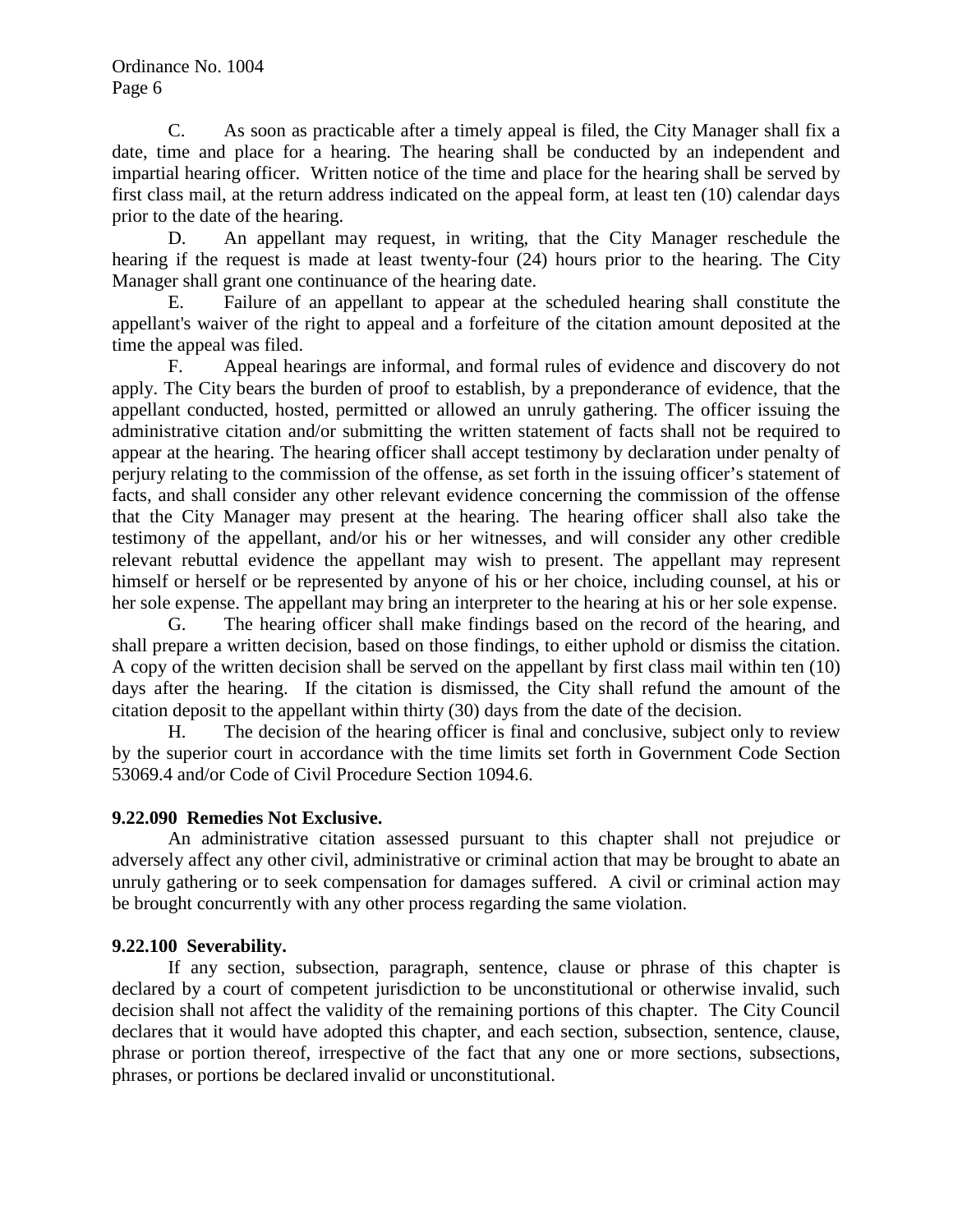C. As soon as practicable after a timely appeal is filed, the City Manager shall fix a date, time and place for a hearing. The hearing shall be conducted by an independent and impartial hearing officer. Written notice of the time and place for the hearing shall be served by first class mail, at the return address indicated on the appeal form, at least ten (10) calendar days prior to the date of the hearing.

D. An appellant may request, in writing, that the City Manager reschedule the hearing if the request is made at least twenty-four (24) hours prior to the hearing. The City Manager shall grant one continuance of the hearing date.

E. Failure of an appellant to appear at the scheduled hearing shall constitute the appellant's waiver of the right to appeal and a forfeiture of the citation amount deposited at the time the appeal was filed.

F. Appeal hearings are informal, and formal rules of evidence and discovery do not apply. The City bears the burden of proof to establish, by a preponderance of evidence, that the appellant conducted, hosted, permitted or allowed an unruly gathering. The officer issuing the administrative citation and/or submitting the written statement of facts shall not be required to appear at the hearing. The hearing officer shall accept testimony by declaration under penalty of perjury relating to the commission of the offense, as set forth in the issuing officer's statement of facts, and shall consider any other relevant evidence concerning the commission of the offense that the City Manager may present at the hearing. The hearing officer shall also take the testimony of the appellant, and/or his or her witnesses, and will consider any other credible relevant rebuttal evidence the appellant may wish to present. The appellant may represent himself or herself or be represented by anyone of his or her choice, including counsel, at his or her sole expense. The appellant may bring an interpreter to the hearing at his or her sole expense.

G. The hearing officer shall make findings based on the record of the hearing, and shall prepare a written decision, based on those findings, to either uphold or dismiss the citation. A copy of the written decision shall be served on the appellant by first class mail within ten (10) days after the hearing. If the citation is dismissed, the City shall refund the amount of the citation deposit to the appellant within thirty (30) days from the date of the decision.

H. The decision of the hearing officer is final and conclusive, subject only to review by the superior court in accordance with the time limits set forth in Government Code Section 53069.4 and/or Code of Civil Procedure Section 1094.6.

**9.22.090 Remedies Not Exclusive.**

An administrative citation assessed pursuant to this chapter shall not prejudice or adversely affect any other civil, administrative or criminal action that may be brought to abate an unruly gathering or to seek compensation for damages suffered. A civil or criminal action may be brought concurrently with any other process regarding the same violation.

**9.22.100 Severability.**

If any section, subsection, paragraph, sentence, clause or phrase of this chapter is declared by a court of competent jurisdiction to be unconstitutional or otherwise invalid, such decision shall not affect the validity of the remaining portions of this chapter. The City Council declares that it would have adopted this chapter, and each section, subsection, sentence, clause, phrase or portion thereof, irrespective of the fact that any one or more sections, subsections, phrases, or portions be declared invalid or unconstitutional.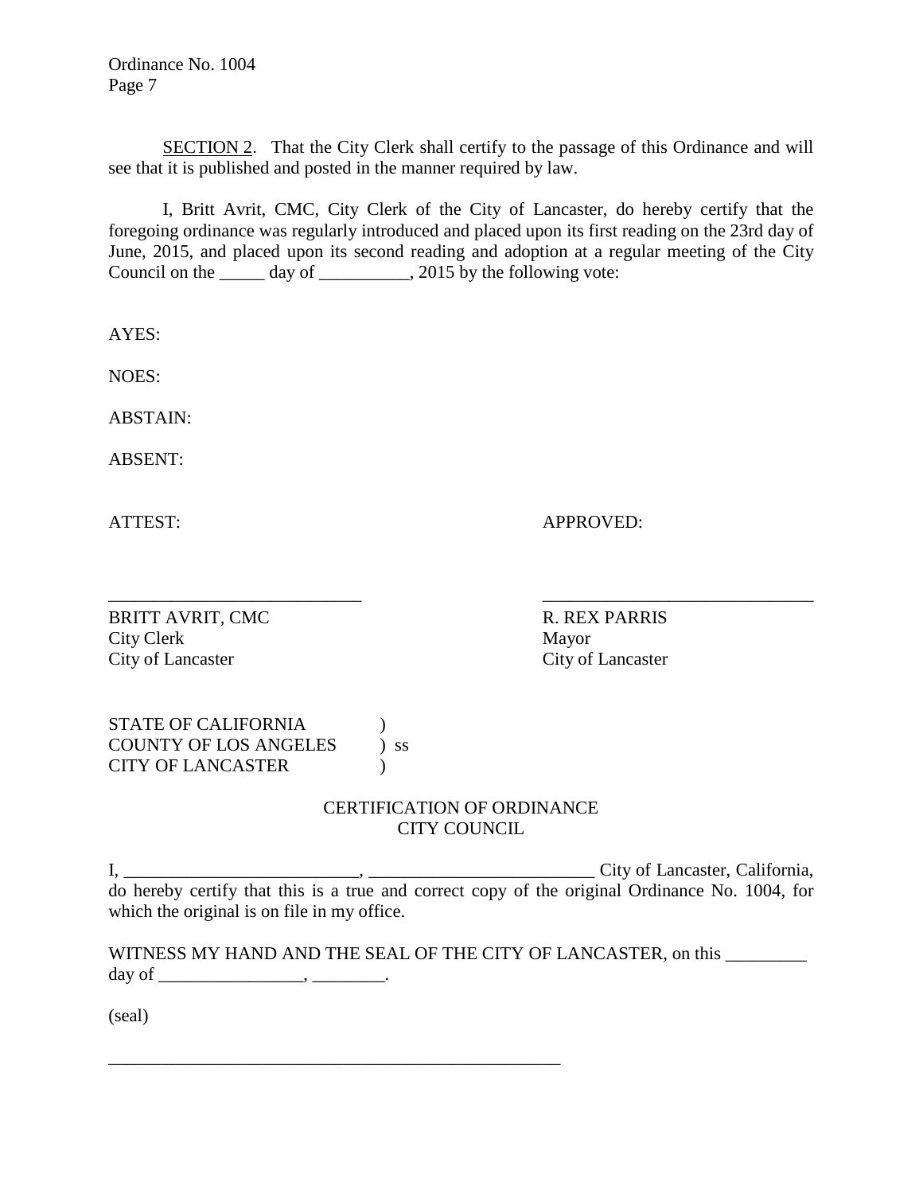SECTION 2. That the City Clerk shall certify to the passage of this Ordinance and will see that it is published and posted in the manner required by law.

I, Britt Avrit, CMC, City Clerk of the City of Lancaster, do hereby certify that the foregoing ordinance was regularly introduced and placed upon its first reading on the 23rd day of June, 2015, and placed upon its second reading and adoption at a regular meeting of the City Council on the _____ day of __________, 2015 by the following vote:

AYES:

NOES:

ABSTAIN:

ABSENT:

ATTEST: APPROVED:

____________________________ ______________________________

BRITT AVRIT, CMC
City Clerk
City of Lancaster

R. REX PARRIS
Mayor
City of Lancaster

STATE OF CALIFORNIA )
COUNTY OF LOS ANGELES ) ss
CITY OF LANCASTER )

CERTIFICATION OF ORDINANCE
CITY COUNCIL

I, __________________________, ________________________ City of Lancaster, California, do hereby certify that this is a true and correct copy of the original Ordinance No. 1004, for which the original is on file in my office.

WITNESS MY HAND AND THE SEAL OF THE CITY OF LANCASTER, on this _________ day of ________________, ________.

(seal)

___________________________________________________